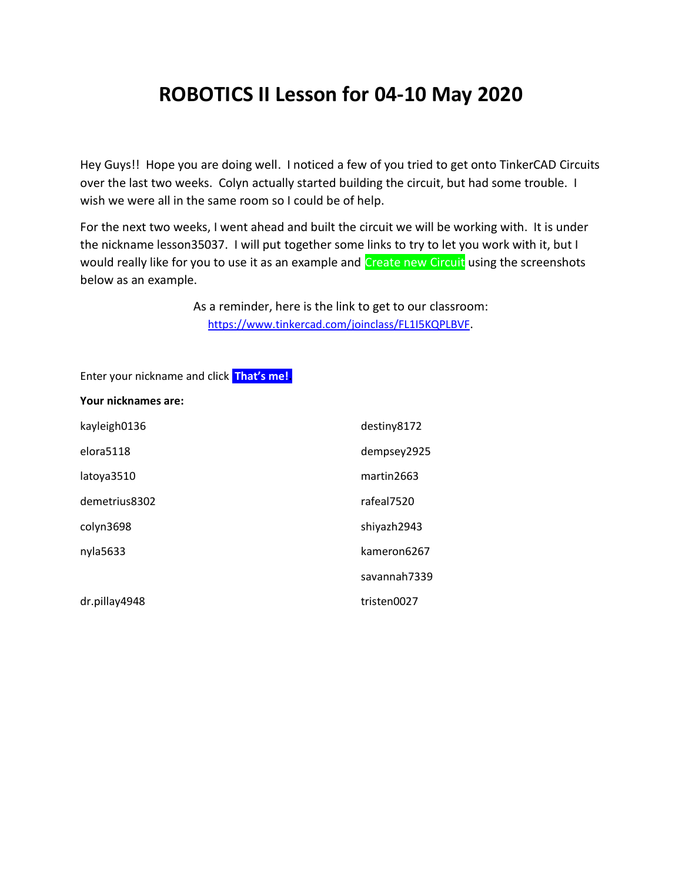# ROBOTICS II Lesson for 04-10 May 2020

Hey Guys!! Hope you are doing well. I noticed a few of you tried to get onto TinkerCAD Circuits over the last two weeks. Colyn actually started building the circuit, but had some trouble. I wish we were all in the same room so I could be of help.

For the next two weeks, I went ahead and built the circuit we will be working with. It is under the nickname lesson35037. I will put together some links to try to let you work with it, but I would really like for you to use it as an example and Create new Circuit using the screenshots below as an example.

As a reminder, here is the link to get to our classroom:
https://www.tinkercad.com/joinclass/FL1I5KQPLBVF.

Enter your nickname and click **That's me!**

**Your nicknames are:**

| | |
|---|---|
| kayleigh0136 | destiny8172 |
| elora5118 | dempsey2925 |
| latoya3510 | martin2663 |
| demetrius8302 | rafeal7520 |
| colyn3698 | shiyazh2943 |
| nyla5633 | kameron6267 |
| | savannah7339 |
| dr.pillay4948 | tristen0027 |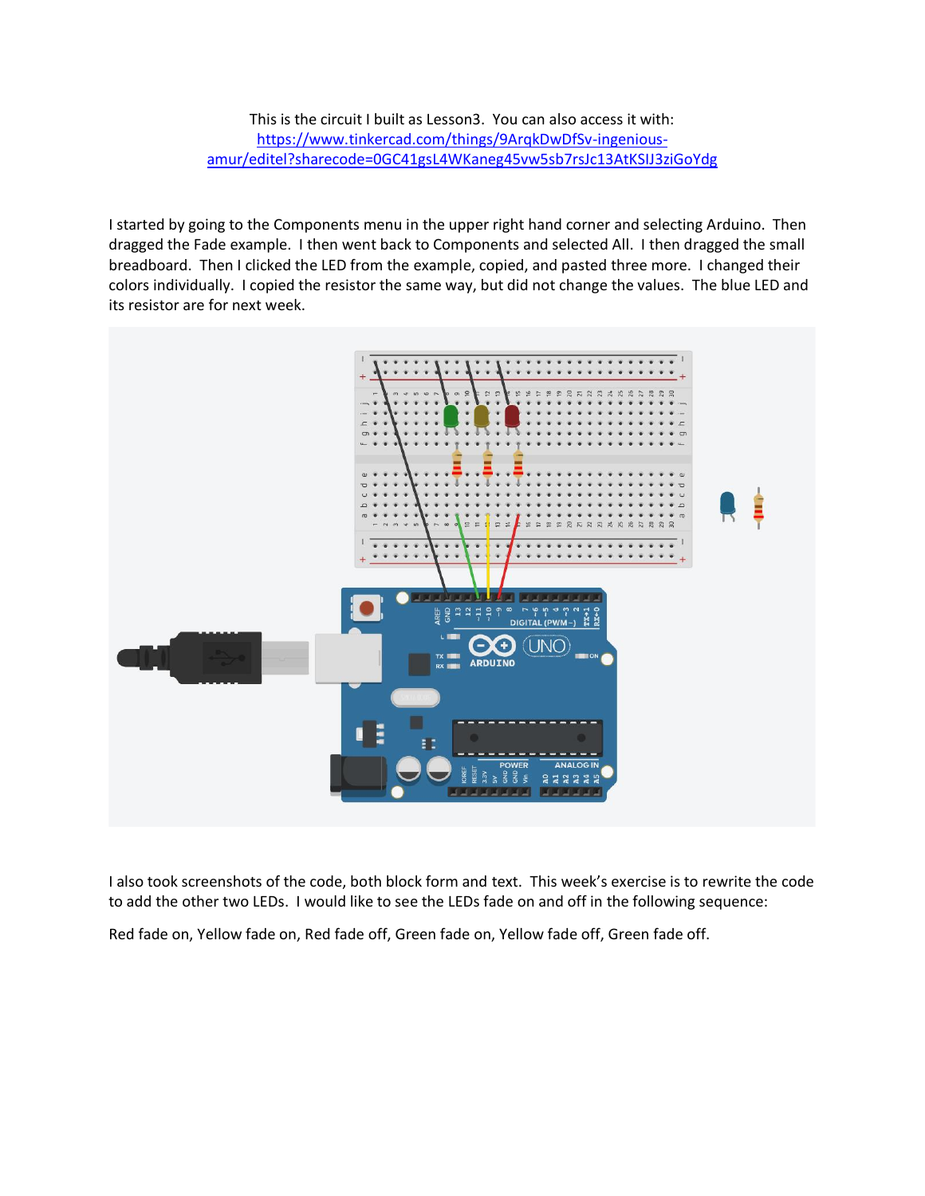This is the circuit I built as Lesson3. You can also access it with:
https://www.tinkercad.com/things/9ArqkDwDfSv-ingenious-amur/editel?sharecode=0GC41gsL4WKaneg45vw5sb7rsJc13AtKSIJ3ziGoYdg

I started by going to the Components menu in the upper right hand corner and selecting Arduino. Then dragged the Fade example. I then went back to Components and selected All. I then dragged the small breadboard. Then I clicked the LED from the example, copied, and pasted three more. I changed their colors individually. I copied the resistor the same way, but did not change the values. The blue LED and its resistor are for next week.

I also took screenshots of the code, both block form and text. This week's exercise is to rewrite the code to add the other two LEDs. I would like to see the LEDs fade on and off in the following sequence:

Red fade on, Yellow fade on, Red fade off, Green fade on, Yellow fade off, Green fade off.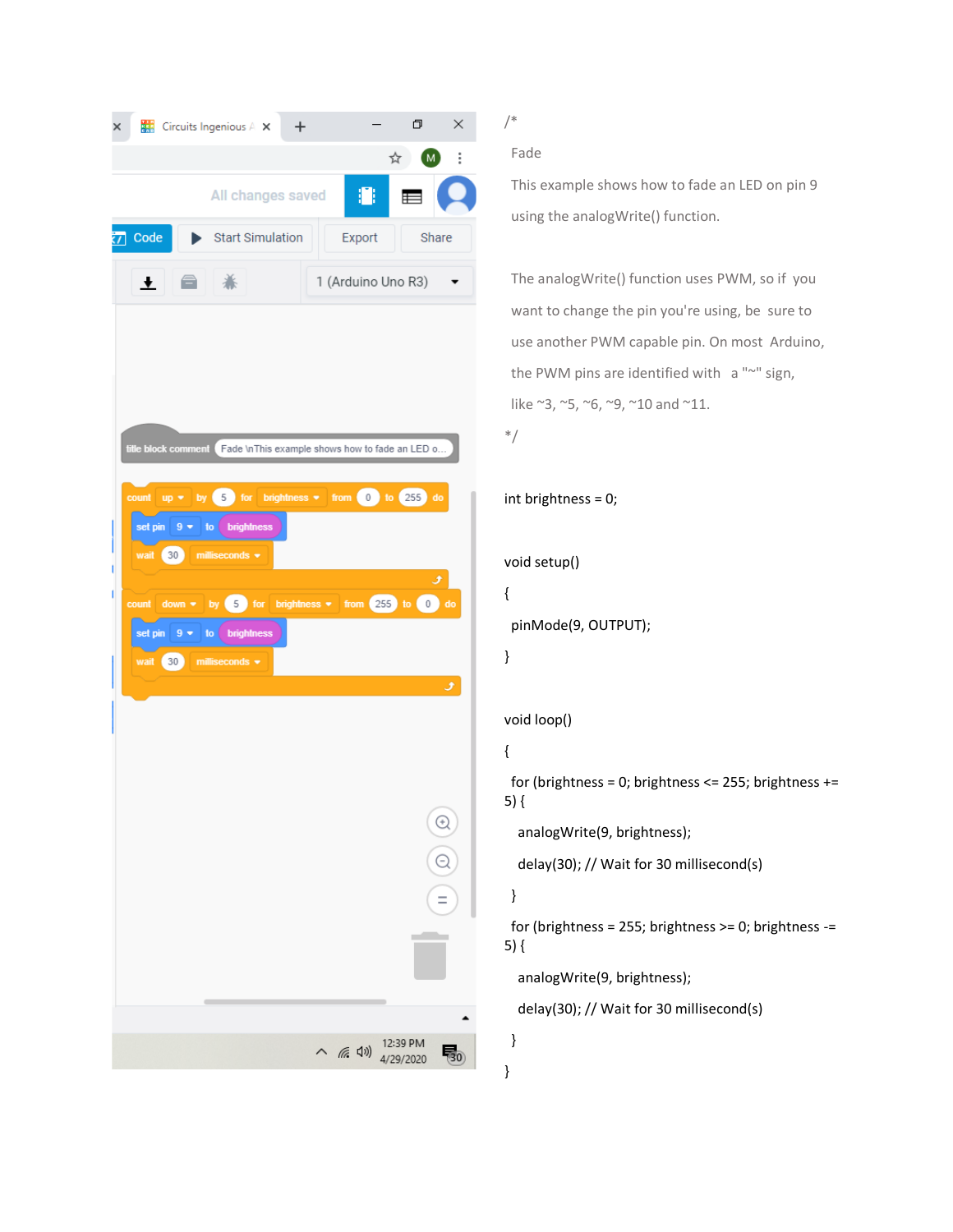```
/*
  Fade

  This example shows how to fade an LED on pin 9
  using the analogWrite() function.

  The analogWrite() function uses PWM, so if you
  want to change the pin you're using, be sure to
  use another PWM capable pin. On most Arduino,
  the PWM pins are identified with a "~" sign,
  like ~3, ~5, ~6, ~9, ~10 and ~11.
*/

int brightness = 0;

void setup()
{
  pinMode(9, OUTPUT);
}

void loop()
{
  for (brightness = 0; brightness <= 255; brightness += 5) {
    analogWrite(9, brightness);
    delay(30); // Wait for 30 millisecond(s)
  }
  for (brightness = 255; brightness >= 0; brightness -= 5) {
    analogWrite(9, brightness);
    delay(30); // Wait for 30 millisecond(s)
  }
}
```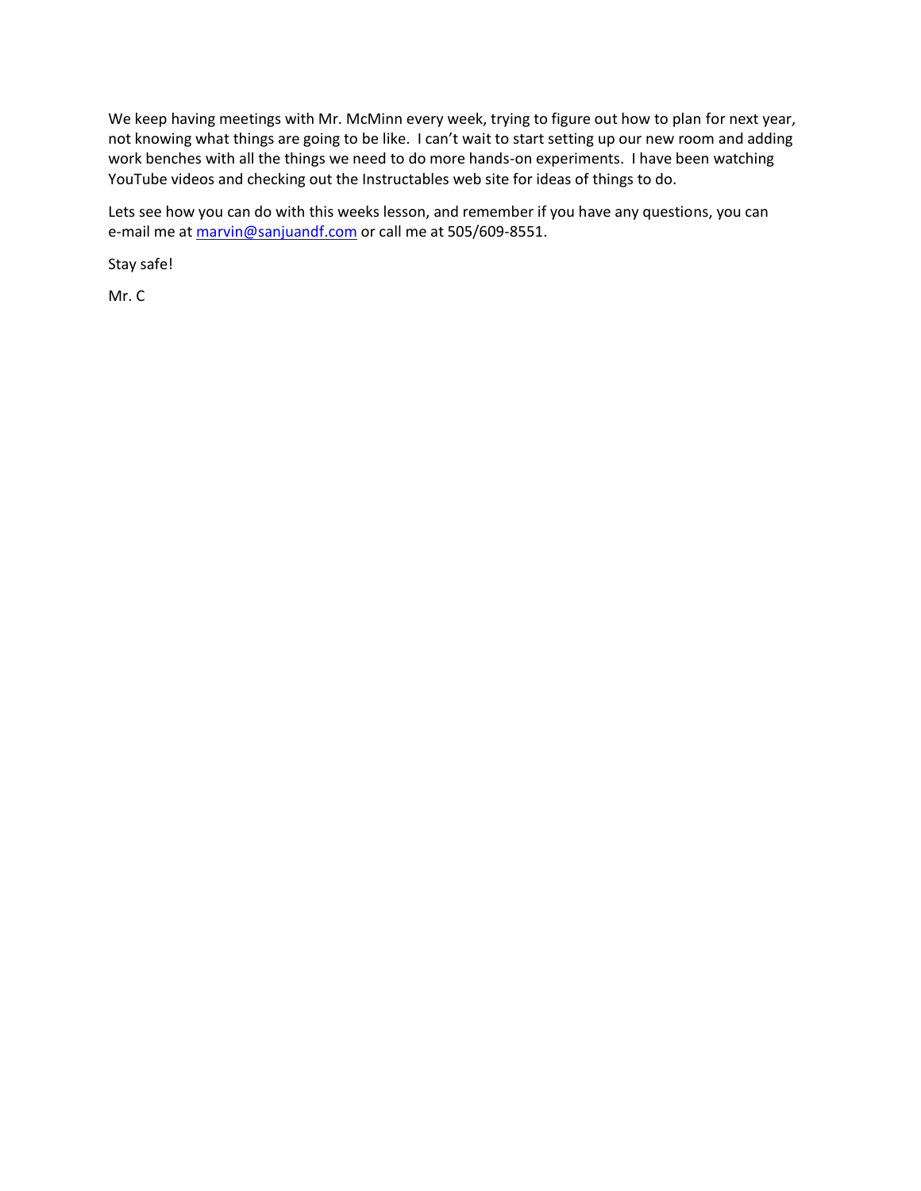We keep having meetings with Mr. McMinn every week, trying to figure out how to plan for next year, not knowing what things are going to be like. I can't wait to start setting up our new room and adding work benches with all the things we need to do more hands-on experiments. I have been watching YouTube videos and checking out the Instructables web site for ideas of things to do.

Lets see how you can do with this weeks lesson, and remember if you have any questions, you can e-mail me at marvin@sanjuandf.com or call me at 505/609-8551.

Stay safe!

Mr. C